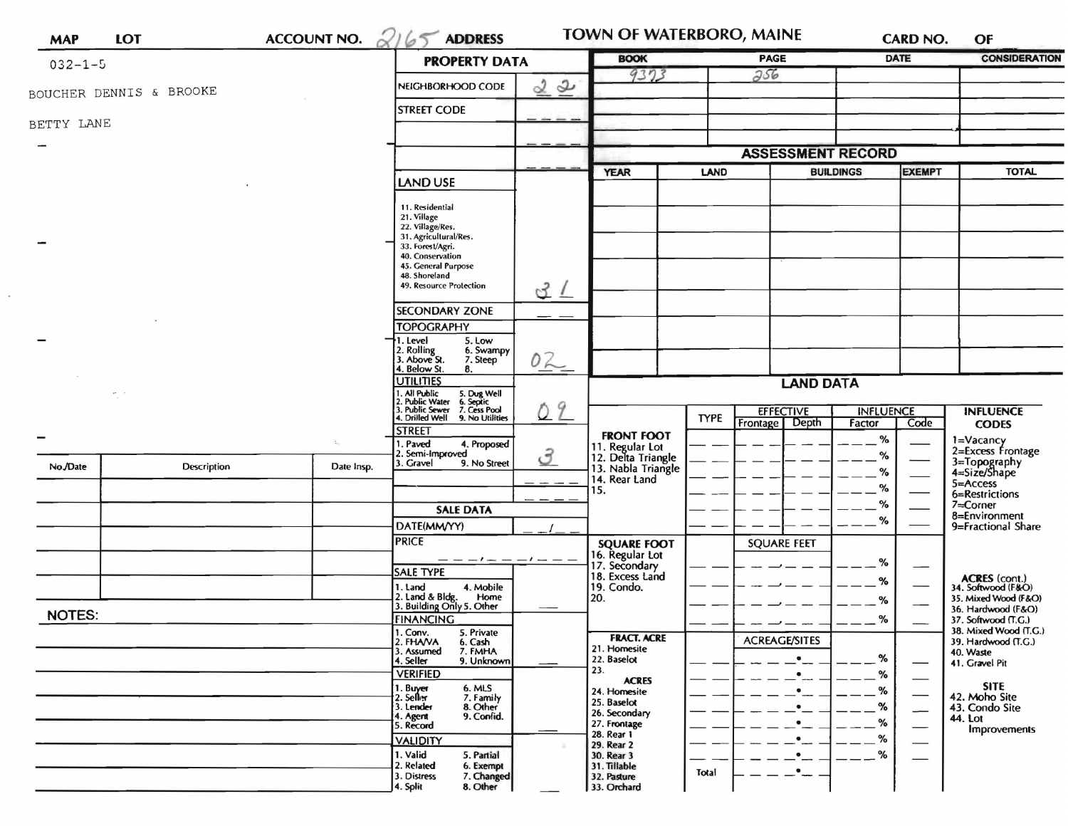MAP LOT ACCOUNT NO. 2165 ADDRESS

TOWN OF WATERBORO, MAINE

CARD NO. OF

032-1-5

BOUCHER DENNIS & BROOKE

BETTY LANE

## PROPERTY DATA

| | |
|---|---|
| NEIGHBORHOOD CODE | 22 |
| STREET CODE | |
| LAND USE<br>11. Residential<br>21. Village<br>22. Village/Res.<br>31. Agricultural/Res.<br>33. Forest/Agri.<br>40. Conservation<br>45. General Purpose<br>48. Shoreland<br>49. Resource Protection | 31 |
| SECONDARY ZONE | |
| TOPOGRAPHY<br>1. Level 5. Low<br>2. Rolling 6. Swampy<br>3. Above St. 7. Steep<br>4. Below St. 8. | 02 |
| UTILITIES<br>1. All Public 5. Dug Well<br>2. Public Water 6. Septic<br>3. Public Sewer 7. Cess Pool<br>4. Drilled Well 9. No Utilities | 09 |
| STREET<br>1. Paved 4. Proposed<br>2. Semi-Improved<br>3. Gravel 9. No Street | 3 |

## SALE DATA

| | |
|---|---|
| DATE(MM/YY) | / |
| PRICE | , , |
| SALE TYPE<br>1. Land 4. Mobile Home<br>2. Land & Bldg. 5. Other<br>3. Building Only | |
| FINANCING<br>1. Conv. 5. Private<br>2. FHA/VA 6. Cash<br>3. Assumed 7. FMHA<br>4. Seller 9. Unknown | |
| VERIFIED<br>1. Buyer 6. MLS<br>2. Seller 7. Family<br>3. Lender 8. Other<br>4. Agent 9. Confid.<br>5. Record | |
| VALIDITY<br>1. Valid 5. Partial<br>2. Related 6. Exempt<br>3. Distress 7. Changed<br>4. Split 8. Other | |

| BOOK | PAGE | DATE | CONSIDERATION |
|---|---|---|---|
| 9373 | 256 | | |
| | | | |
| | | | |
| | | | |
| | | | |

## ASSESSMENT RECORD

| YEAR | LAND | BUILDINGS | EXEMPT | TOTAL |
|---|---|---|---|---|
| | | | | |
| | | | | |
| | | | | |
| | | | | |
| | | | | |
| | | | | |
| | | | | |
| | | | | |

## LAND DATA

| | TYPE | EFFECTIVE Frontage | EFFECTIVE Depth | INFLUENCE Factor | INFLUENCE Code |
|---|---|---|---|---|---|
| FRONT FOOT<br>11. Regular Lot<br>12. Delta Triangle<br>13. Nabla Triangle<br>14. Rear Land<br>15. | | | | % | |
| SQUARE FOOT<br>16. Regular Lot<br>17. Secondary<br>18. Excess Land<br>19. Condo.<br>20. | | SQUARE FEET | | % | |
| FRACT. ACRE<br>21. Homesite<br>22. Baselot<br>23.<br>ACRES<br>24. Homesite<br>25. Baselot<br>26. Secondary<br>27. Frontage<br>28. Rear 1<br>29. Rear 2<br>30. Rear 3<br>31. Tillable<br>32. Pasture<br>33. Orchard | | ACREAGE/SITES | | % | |
| | Total | . | | | |

INFLUENCE CODES
1=Vacancy
2=Excess Frontage
3=Topography
4=Size/Shape
5=Access
6=Restrictions
7=Corner
8=Environment
9=Fractional Share

ACRES (cont.)
34. Softwood (F&O)
35. Mixed Wood (F&O)
36. Hardwood (F&O)
37. Softwood (T.G.)
38. Mixed Wood (T.G.)
39. Hardwood (T.G.)
40. Waste
41. Gravel Pit

SITE
42. Moho Site
43. Condo Site
44. Lot Improvements

| No./Date | Description | Date Insp. |
|---|---|---|
| | | |
| | | |
| | | |
| | | |
| | | |

NOTES: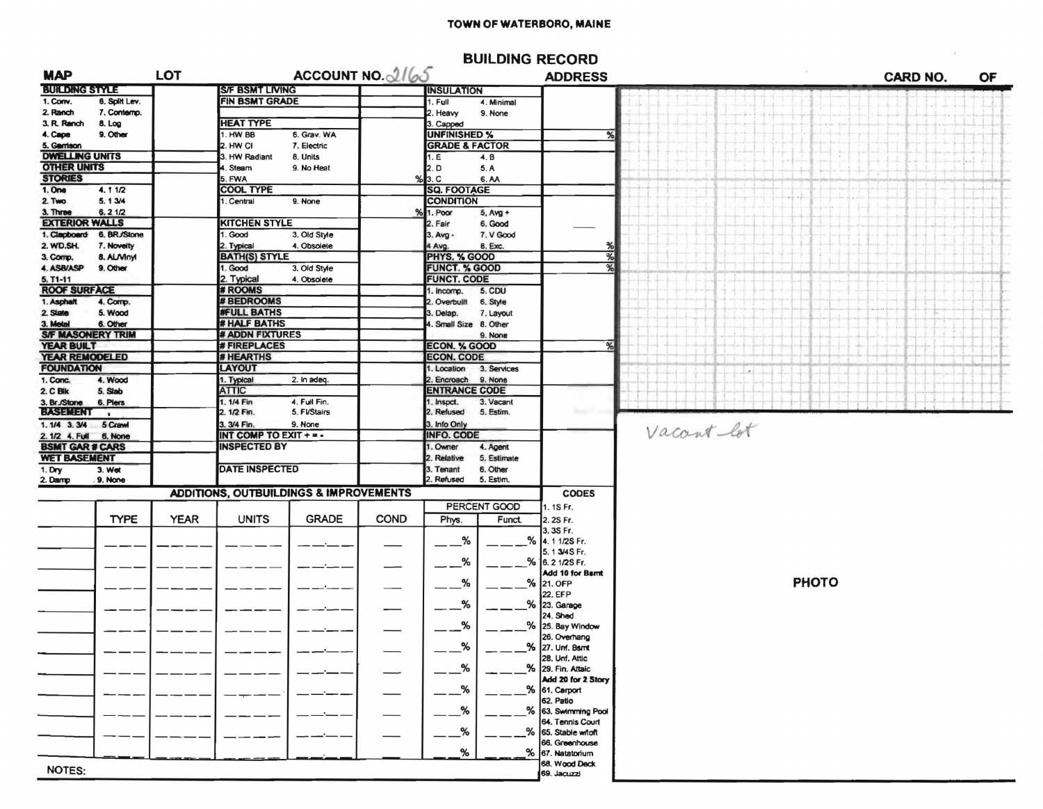**TOWN OF WATERBORO, MAINE**

# BUILDING RECORD

MAP | LOT | ACCOUNT NO. 2165 | ADDRESS | CARD NO. | OF

| | | | | | |
|---|---|---|---|---|---|
| **BUILDING STYLE**<br>1. Conv. 6. Split Lev.<br>2. Ranch 7. Contemp.<br>3. R. Ranch 8. Log<br>4. Cape 9. Other<br>5. Garrison | | **S/F BSMT LIVING** | | **INSULATION**<br>1. Full 4. Minimal<br>2. Heavy 9. None<br>3. Capped | |
| **DWELLING UNITS** | | **FIN BSMT GRADE** | | | |
| **OTHER UNITS** | | **HEAT TYPE**<br>1. HW BB 6. Grav. WA<br>2. HW CI 7. Electric<br>3. HW Radiant 8. Units<br>4. Steam 9. No Heat<br>5. FWA | % | **UNFINISHED %** | % |
| **STORIES**<br>1. One 4. 1 1/2<br>2. Two 5. 1 3/4<br>3. Three 6. 2 1/2 | | **COOL TYPE**<br>1. Central 9. None | % | **GRADE & FACTOR**<br>1. E 4. B<br>2. D 5. A<br>3. C 6. AA | |
| **EXTERIOR WALLS**<br>1. Clapboard 6. BR./Stone<br>2. WD.SH. 7. Novelty<br>3. Comp. 8. AL/Vinyl<br>4. ASB/ASP 9. Other<br>5. T1-11 | | **KITCHEN STYLE**<br>1. Good 3. Old Style<br>2. Typical 4. Obsolete | | **SQ. FOOTAGE** | |
| **ROOF SURFACE**<br>1. Asphalt 4. Comp.<br>2. Slate 5. Wood<br>3. Metal 6. Other | | **BATH(S) STYLE**<br>1. Good 3. Old Style<br>2. Typical 4. Obsolete | | **CONDITION**<br>1. Poor 5. Avg +<br>2. Fair 6. Good<br>3. Avg - 7. V Good<br>4 Avg. 8. Exc. | % |
| **S/F MASONERY TRIM** | | **# ROOMS** | | **PHYS. % GOOD** | % |
| **YEAR BUILT** | | **# BEDROOMS** | | **FUNCT. % GOOD** | % |
| **YEAR REMODELED** | | **#FULL BATHS** | | **FUNCT. CODE**<br>1. Incomp. 5. CDU<br>2. Overbuilt 6. Style<br>3. Delap. 7. Layout<br>4. Small Size 8. Other<br>9. None | |
| **FOUNDATION**<br>1. Conc. 4. Wood<br>2. C Blk 5. Slab<br>3. Br./Stone 6. Piers | | **# HALF BATHS** | | **ECON. % GOOD** | % |
| **BASEMENT**<br>1. 1/4 3. 3/4 5 Crawl<br>2. 1/2 4. Full 6. None | | **# ADDN FIXTURES** | | **ECON. CODE**<br>1. Location 3. Services<br>2. Encroach 9. None | |
| **BSMT GAR # CARS** | | **# FIREPLACES** | | **ENTRANCE CODE**<br>1. Inspct. 3. Vacant<br>2. Refused 5. Estim.<br>3. Info Only | |
| **WET BASEMENT**<br>1. Dry 3. Wet<br>2. Damp 9. None | | **# HEARTHS** | | **INFO. CODE**<br>1. Owner 4. Agent<br>2. Relative 5. Estimate<br>3. Tenant 6. Other<br>2. Refused 5. Estim. | |
| | | **LAYOUT**<br>1. Typical 2. In adeq. | | | |
| | | **ATTIC**<br>1. 1/4 Fin 4. Full Fin.<br>2. 1/2 Fin. 5. Fl/Stairs<br>3. 3/4 Fin. 9. None | | | |
| | | **INT COMP TO EXIT + = -** | | | |
| | | **INSPECTED BY** | | | |
| | | **DATE INSPECTED** | | | |

Vacant lot

## ADDITIONS, OUTBUILDINGS & IMPROVEMENTS

| | TYPE | YEAR | UNITS | GRADE | COND | PERCENT GOOD Phys. | PERCENT GOOD Funct. |
|---|---|---|---|---|---|---|---|
| | | | | | | % | % |
| | | | | | | % | % |
| | | | | | | % | % |
| | | | | | | % | % |
| | | | | | | % | % |
| | | | | | | % | % |
| | | | | | | % | % |
| | | | | | | % | % |
| | | | | | | % | % |
| | | | | | | % | % |
| | | | | | | % | % |

**CODES**
1. 1S Fr.
2. 2S Fr.
3. 3S Fr.
4. 1 1/2S Fr.
5. 1 3/4S Fr.
6. 2 1/2S Fr.
**Add 10 for Bsmt**
21. OFP
22. EFP
23. Garage
24. Shed
25. Bay Window
26. Overhang
27. Unf. Bsmt
28. Unf. Attic
29. Fin. Attaic
**Add 20 for 2 Story**
61. Carport
62. Patio
63. Swimming Pool
64. Tennis Court
65. Stable w/loft
66. Greenhouse
67. Natatorium
68. Wood Deck
69. Jacuzzi

**PHOTO**

NOTES: